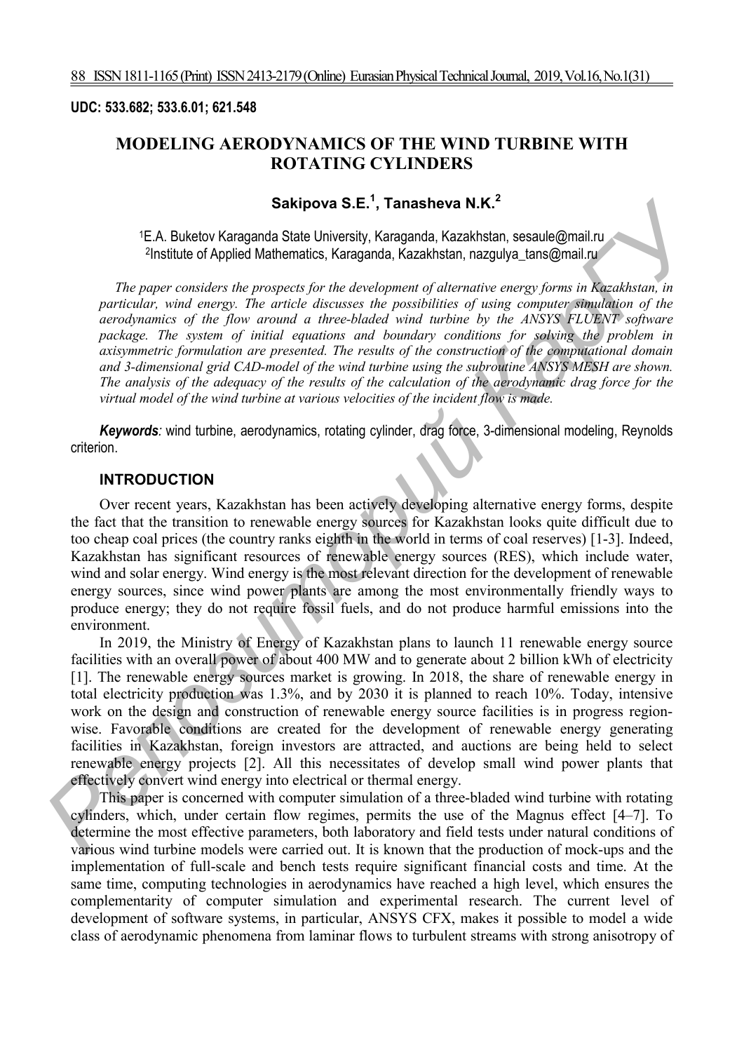**UDC: 533.682; 533.6.01; 621.548**

# MODELING AERODYNAMICS OF THE WIND TURBINE WITH ROTATING CYLINDERS

**Sakipova S.E.[1], Tanasheva N.K.[2]**

[1]E.A. Buketov Karaganda State University, Karaganda, Kazakhstan, sesaule@mail.ru
[2]Institute of Applied Mathematics, Karaganda, Kazakhstan, nazgulya_tans@mail.ru

*The paper considers the prospects for the development of alternative energy forms in Kazakhstan, in particular, wind energy. The article discusses the possibilities of using computer simulation of the aerodynamics of the flow around a three-bladed wind turbine by the ANSYS FLUENT software package. The system of initial equations and boundary conditions for solving the problem in axisymmetric formulation are presented. The results of the construction of the computational domain and 3-dimensional grid CAD-model of the wind turbine using the subroutine ANSYS MESH are shown. The analysis of the adequacy of the results of the calculation of the aerodynamic drag force for the virtual model of the wind turbine at various velocities of the incident flow is made.*

***Keywords**:* wind turbine, aerodynamics, rotating cylinder, drag force, 3-dimensional modeling, Reynolds criterion.

## INTRODUCTION

Over recent years, Kazakhstan has been actively developing alternative energy forms, despite the fact that the transition to renewable energy sources for Kazakhstan looks quite difficult due to too cheap coal prices (the country ranks eighth in the world in terms of coal reserves) [1-3]. Indeed, Kazakhstan has significant resources of renewable energy sources (RES), which include water, wind and solar energy. Wind energy is the most relevant direction for the development of renewable energy sources, since wind power plants are among the most environmentally friendly ways to produce energy; they do not require fossil fuels, and do not produce harmful emissions into the environment.

In 2019, the Ministry of Energy of Kazakhstan plans to launch 11 renewable energy source facilities with an overall power of about 400 MW and to generate about 2 billion kWh of electricity [1]. The renewable energy sources market is growing. In 2018, the share of renewable energy in total electricity production was 1.3%, and by 2030 it is planned to reach 10%. Today, intensive work on the design and construction of renewable energy source facilities is in progress region-wise. Favorable conditions are created for the development of renewable energy generating facilities in Kazakhstan, foreign investors are attracted, and auctions are being held to select renewable energy projects [2]. All this necessitates of develop small wind power plants that effectively convert wind energy into electrical or thermal energy.

This paper is concerned with computer simulation of a three-bladed wind turbine with rotating cylinders, which, under certain flow regimes, permits the use of the Magnus effect [4–7]. To determine the most effective parameters, both laboratory and field tests under natural conditions of various wind turbine models were carried out. It is known that the production of mock-ups and the implementation of full-scale and bench tests require significant financial costs and time. At the same time, computing technologies in aerodynamics have reached a high level, which ensures the complementarity of computer simulation and experimental research. The current level of development of software systems, in particular, ANSYS CFX, makes it possible to model a wide class of aerodynamic phenomena from laminar flows to turbulent streams with strong anisotropy of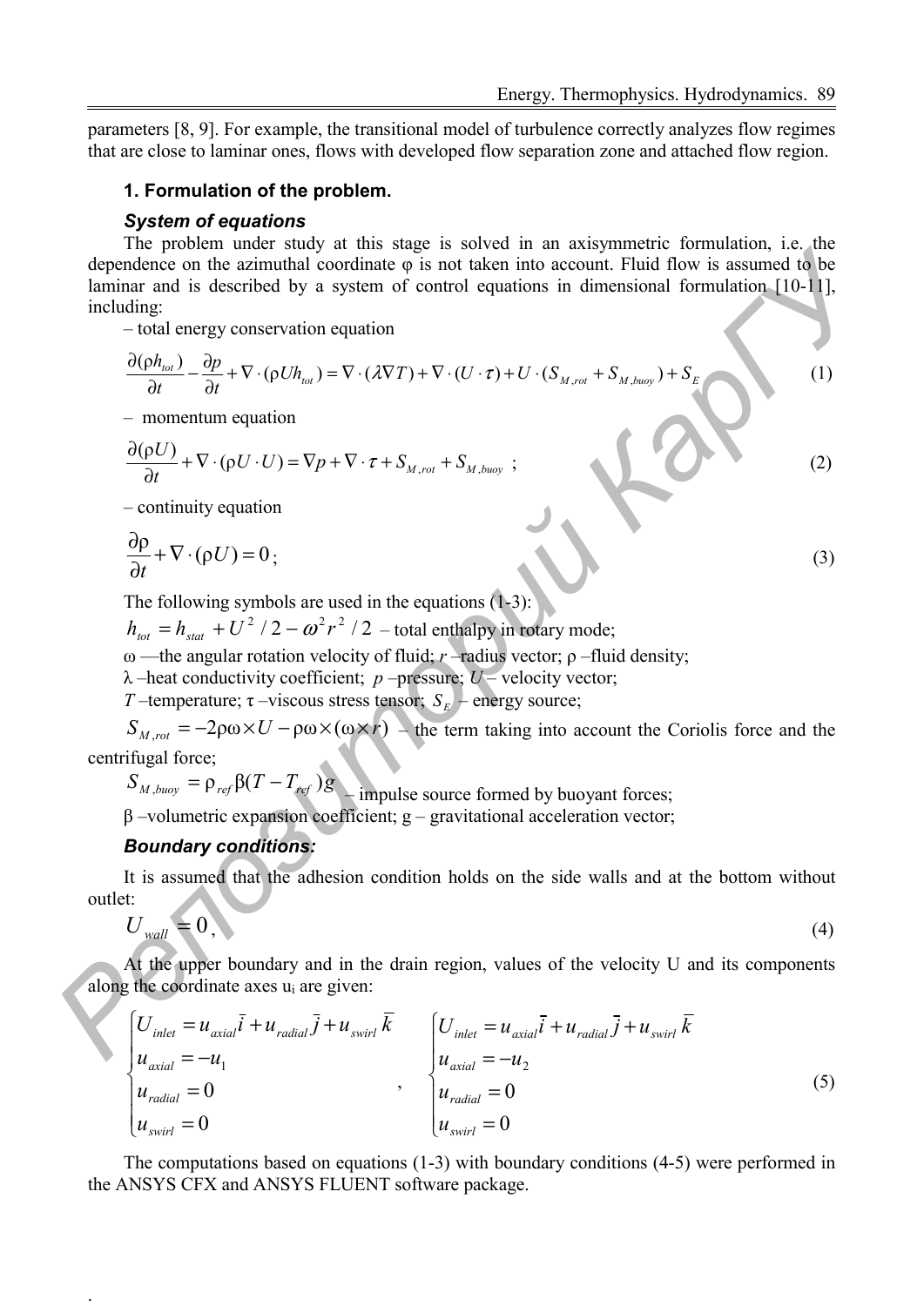parameters [8, 9]. For example, the transitional model of turbulence correctly analyzes flow regimes that are close to laminar ones, flows with developed flow separation zone and attached flow region.

## 1. Formulation of the problem.

### *System of equations*

The problem under study at this stage is solved in an axisymmetric formulation, i.e. the dependence on the azimuthal coordinate φ is not taken into account. Fluid flow is assumed to be laminar and is described by a system of control equations in dimensional formulation [10-11], including:

– total energy conservation equation

$$\frac{\partial(\rho h_{tot})}{\partial t} - \frac{\partial p}{\partial t} + \nabla \cdot (\rho U h_{tot}) = \nabla \cdot (\lambda \nabla T) + \nabla \cdot (U \cdot \tau) + U \cdot (S_{M,rot} + S_{M,buoy}) + S_E \tag{1}$$

– momentum equation

$$\frac{\partial(\rho U)}{\partial t} + \nabla \cdot (\rho U \cdot U) = \nabla p + \nabla \cdot \tau + S_{M,rot} + S_{M,buoy} \ ; \tag{2}$$

– continuity equation

$$\frac{\partial \rho}{\partial t} + \nabla \cdot (\rho U) = 0 \, ; \tag{3}$$

The following symbols are used in the equations (1-3):

$h_{tot} = h_{stat} + U^2/2 - \omega^2 r^2/2$ – total enthalpy in rotary mode;

ω —the angular rotation velocity of fluid; $r$ –radius vector; ρ –fluid density;

λ –heat conductivity coefficient; $p$ –pressure; $U$ – velocity vector;

$T$ –temperature; τ –viscous stress tensor; $S_E$ – energy source;

$S_{M,rot} = -2\rho\omega \times U - \rho\omega \times (\omega \times r)$ – the term taking into account the Coriolis force and the centrifugal force;

$S_{M,buoy} = \rho_{ref}\beta(T - T_{ref})g$ – impulse source formed by buoyant forces;

β –volumetric expansion coefficient; g – gravitational acceleration vector;

### *Boundary conditions:*

It is assumed that the adhesion condition holds on the side walls and at the bottom without outlet:

$$U_{wall} = 0 \, , \tag{4}$$

At the upper boundary and in the drain region, values of the velocity U and its components along the coordinate axes $u_i$ are given:

$$\begin{cases} U_{inlet} = u_{axial}\bar{i} + u_{radial}\bar{j} + u_{swirl}\bar{k} \\ u_{axial} = -u_1 \\ u_{radial} = 0 \\ u_{swirl} = 0 \end{cases} , \qquad \begin{cases} U_{inlet} = u_{axial}\bar{i} + u_{radial}\bar{j} + u_{swirl}\bar{k} \\ u_{axial} = -u_2 \\ u_{radial} = 0 \\ u_{swirl} = 0 \end{cases} \tag{5}$$

The computations based on equations (1-3) with boundary conditions (4-5) were performed in the ANSYS CFX and ANSYS FLUENT software package.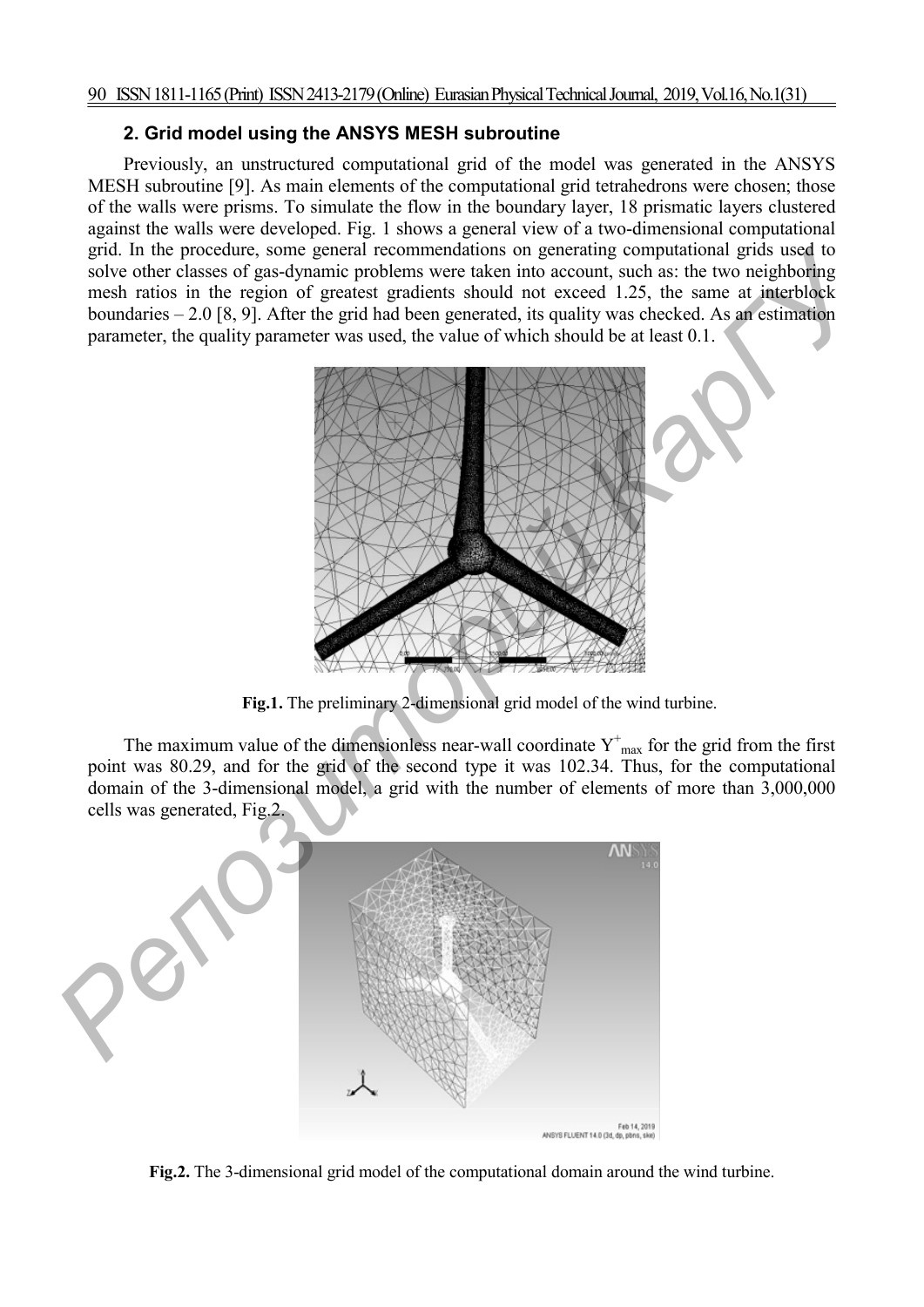## 2. Grid model using the ANSYS MESH subroutine

Previously, an unstructured computational grid of the model was generated in the ANSYS MESH subroutine [9]. As main elements of the computational grid tetrahedrons were chosen; those of the walls were prisms. To simulate the flow in the boundary layer, 18 prismatic layers clustered against the walls were developed. Fig. 1 shows a general view of a two-dimensional computational grid. In the procedure, some general recommendations on generating computational grids used to solve other classes of gas-dynamic problems were taken into account, such as: the two neighboring mesh ratios in the region of greatest gradients should not exceed 1.25, the same at interblock boundaries – 2.0 [8, 9]. After the grid had been generated, its quality was checked. As an estimation parameter, the quality parameter was used, the value of which should be at least 0.1.

**Fig.1.** The preliminary 2-dimensional grid model of the wind turbine.

The maximum value of the dimensionless near-wall coordinate $Y^{+}_{max}$ for the grid from the first point was 80.29, and for the grid of the second type it was 102.34. Thus, for the computational domain of the 3-dimensional model, a grid with the number of elements of more than 3,000,000 cells was generated, Fig.2.

**Fig.2.** The 3-dimensional grid model of the computational domain around the wind turbine.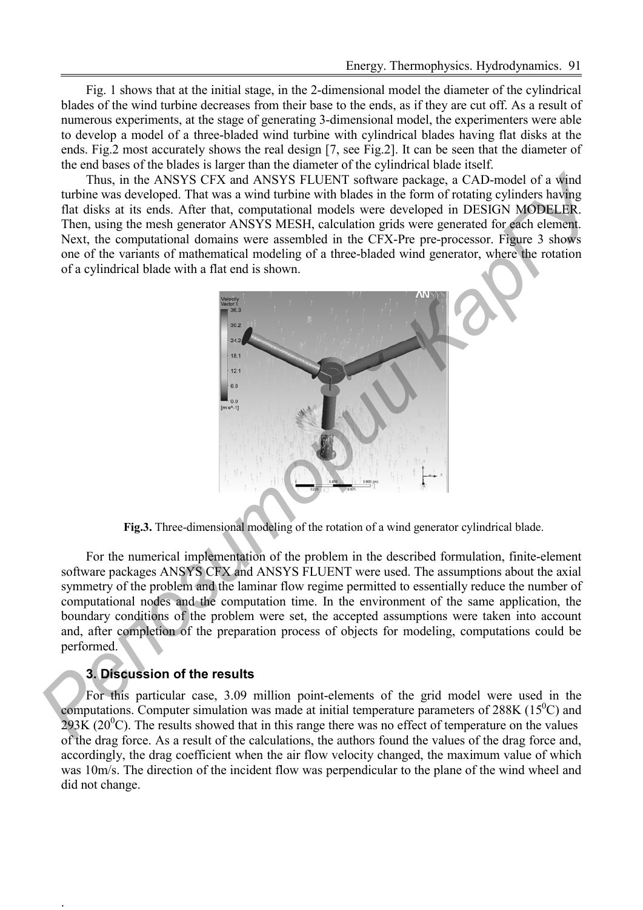Fig. 1 shows that at the initial stage, in the 2-dimensional model the diameter of the cylindrical blades of the wind turbine decreases from their base to the ends, as if they are cut off. As a result of numerous experiments, at the stage of generating 3-dimensional model, the experimenters were able to develop a model of a three-bladed wind turbine with cylindrical blades having flat disks at the ends. Fig.2 most accurately shows the real design [7, see Fig.2]. It can be seen that the diameter of the end bases of the blades is larger than the diameter of the cylindrical blade itself.

Thus, in the ANSYS CFX and ANSYS FLUENT software package, a CAD-model of a wind turbine was developed. That was a wind turbine with blades in the form of rotating cylinders having flat disks at its ends. After that, computational models were developed in DESIGN MODELER. Then, using the mesh generator ANSYS MESH, calculation grids were generated for each element. Next, the computational domains were assembled in the CFX-Pre pre-processor. Figure 3 shows one of the variants of mathematical modeling of a three-bladed wind generator, where the rotation of a cylindrical blade with a flat end is shown.

**Fig.3.** Three-dimensional modeling of the rotation of a wind generator cylindrical blade.

For the numerical implementation of the problem in the described formulation, finite-element software packages ANSYS CFX and ANSYS FLUENT were used. The assumptions about the axial symmetry of the problem and the laminar flow regime permitted to essentially reduce the number of computational nodes and the computation time. In the environment of the same application, the boundary conditions of the problem were set, the accepted assumptions were taken into account and, after completion of the preparation process of objects for modeling, computations could be performed.

### 3. Discussion of the results

For this particular case, 3.09 million point-elements of the grid model were used in the computations. Computer simulation was made at initial temperature parameters of 288K (15$^0$C) and 293K (20$^0$C). The results showed that in this range there was no effect of temperature on the values of the drag force. As a result of the calculations, the authors found the values of the drag force and, accordingly, the drag coefficient when the air flow velocity changed, the maximum value of which was 10m/s. The direction of the incident flow was perpendicular to the plane of the wind wheel and did not change.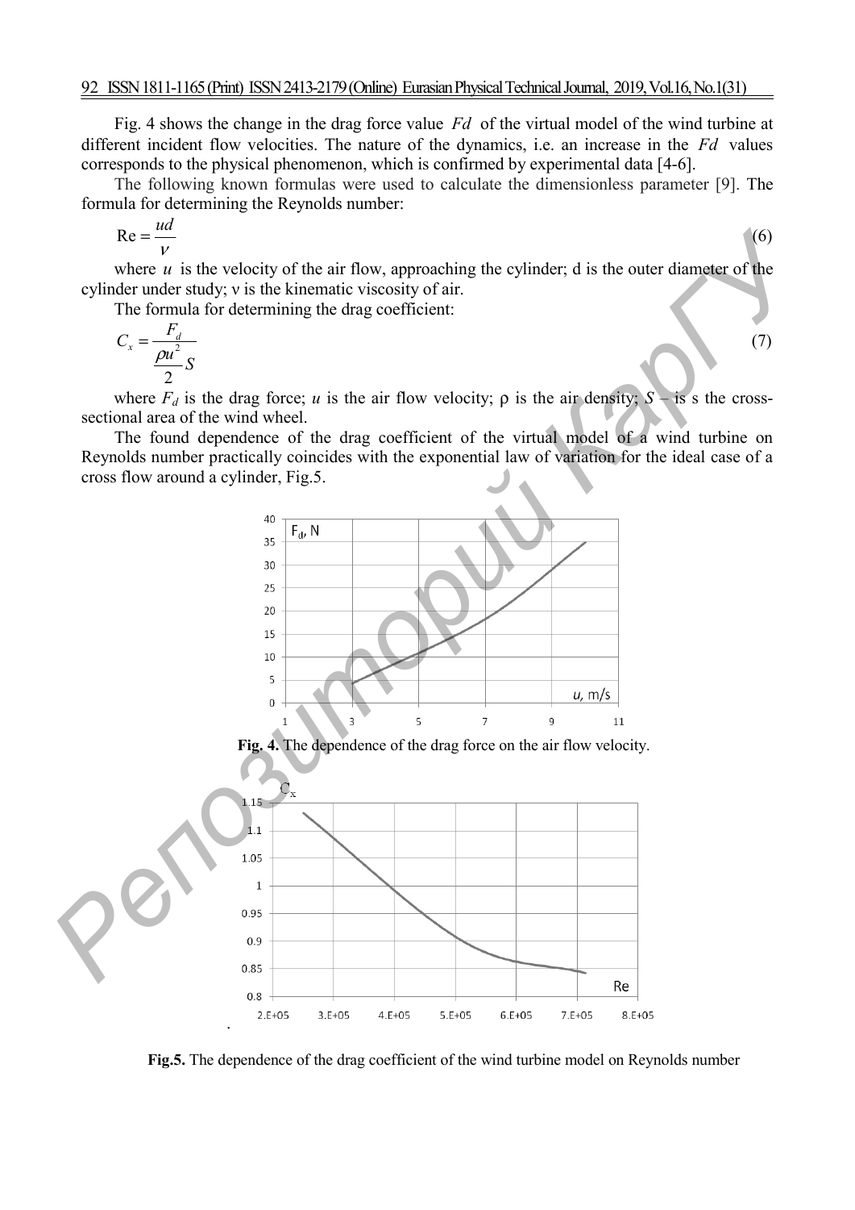Fig. 4 shows the change in the drag force value $Fd$ of the virtual model of the wind turbine at different incident flow velocities. The nature of the dynamics, i.e. an increase in the $Fd$ values corresponds to the physical phenomenon, which is confirmed by experimental data [4-6].

The following known formulas were used to calculate the dimensionless parameter [9]. The formula for determining the Reynolds number:

$$\mathrm{Re} = \frac{ud}{\nu} \tag{6}$$

where $u$ is the velocity of the air flow, approaching the cylinder; d is the outer diameter of the cylinder under study; ν is the kinematic viscosity of air.

The formula for determining the drag coefficient:

$$C_x = \frac{F_d}{\frac{\rho u^2}{2} S} \tag{7}$$

where $F_d$ is the drag force; $u$ is the air flow velocity; ρ is the air density; $S$ – is s the cross-sectional area of the wind wheel.

The found dependence of the drag coefficient of the virtual model of a wind turbine on Reynolds number practically coincides with the exponential law of variation for the ideal case of a cross flow around a cylinder, Fig.5.

**Fig. 4.** The dependence of the drag force on the air flow velocity.

**Fig.5.** The dependence of the drag coefficient of the wind turbine model on Reynolds number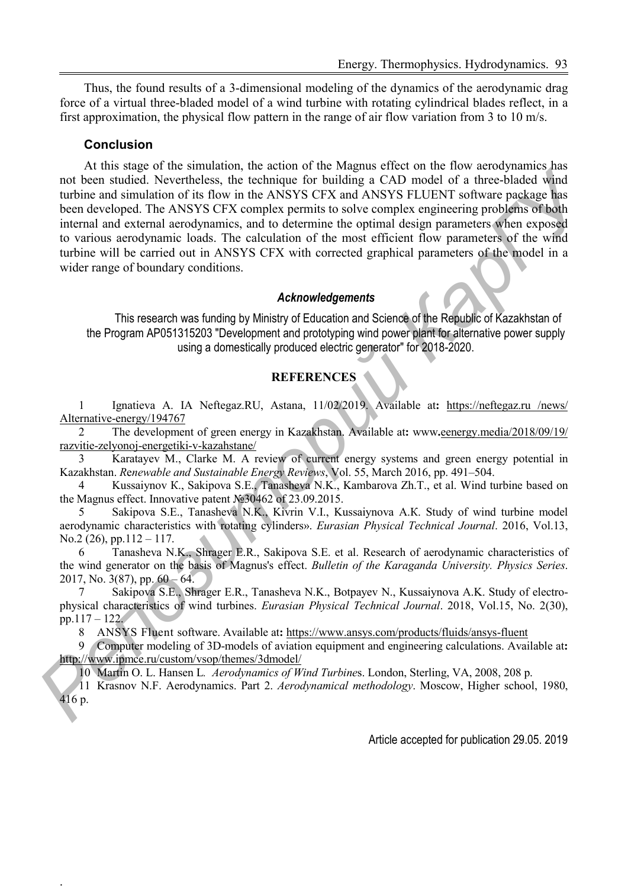Thus, the found results of a 3-dimensional modeling of the dynamics of the aerodynamic drag force of a virtual three-bladed model of a wind turbine with rotating cylindrical blades reflect, in a first approximation, the physical flow pattern in the range of air flow variation from 3 to 10 m/s.

## Conclusion

At this stage of the simulation, the action of the Magnus effect on the flow aerodynamics has not been studied. Nevertheless, the technique for building a CAD model of a three-bladed wind turbine and simulation of its flow in the ANSYS CFX and ANSYS FLUENT software package has been developed. The ANSYS CFX complex permits to solve complex engineering problems of both internal and external aerodynamics, and to determine the optimal design parameters when exposed to various aerodynamic loads. The calculation of the most efficient flow parameters of the wind turbine will be carried out in ANSYS CFX with corrected graphical parameters of the model in a wider range of boundary conditions.

### *Acknowledgements*

This research was funding by Ministry of Education and Science of the Republic of Kazakhstan of the Program AP051315203 "Development and prototyping wind power plant for alternative power supply using a domestically produced electric generator" for 2018-2020.

## REFERENCES

1 Ignatieva A. IA Neftegaz.RU, Astana, 11/02/2019. Available at**:** https://neftegaz.ru /news/ Alternative-energy/194767

2 The development of green energy in Kazakhstan. Available at**:** www**.**eenergy.media/2018/09/19/ razvitie-zelyonoj-energetiki-v-kazahstane/

3 Karatayev M., Clarke M. A review of current energy systems and green energy potential in Kazakhstan. *Renewable and Sustainable Energy Reviews*, Vol. 55, March 2016, pp. 491–504.

4 Kussaiynov K., Sakipova S.E., Tanasheva N.K., Kambarova Zh.T., et al. Wind turbine based on the Magnus effect. Innovative patent №30462 of 23.09.2015.

5 Sakipova S.E., Tanasheva N.K., Kivrin V.I., Kussaiynova A.K. Study of wind turbine model aerodynamic characteristics with rotating cylinders». *Eurasian Physical Technical Journal*. 2016, Vol.13, No.2 (26), pp.112 – 117.

6 Tanasheva N.K., Shrager E.R., Sakipova S.E. et al. Research of aerodynamic characteristics of the wind generator on the basis of Magnus's effect. *Bulletin of the Karaganda University. Physics Series*. 2017, No. 3(87), pp. 60 – 64.

7 Sakipova S.E., Shrager E.R., Tanasheva N.K., Botpayev N., Kussaiynova A.K. Study of electro-physical characteristics of wind turbines. *Eurasian Physical Technical Journal*. 2018, Vol.15, No. 2(30), pp.117 – 122.

8 ANSYS Fluent software. Available at**:** https://www.ansys.com/products/fluids/ansys-fluent

9 Computer modeling of 3D-models of aviation equipment and engineering calculations. Available at**:** http://www.ipmce.ru/custom/vsop/themes/3dmodel/

10 Martin O. L. Hansen L. *Aerodynamics of Wind Turbines*. London, Sterling, VA, 2008, 208 p.

11 Krasnov N.F. Aerodynamics. Part 2. *Aerodynamical methodology*. Moscow, Higher school, 1980, 416 p.

Article accepted for publication 29.05. 2019